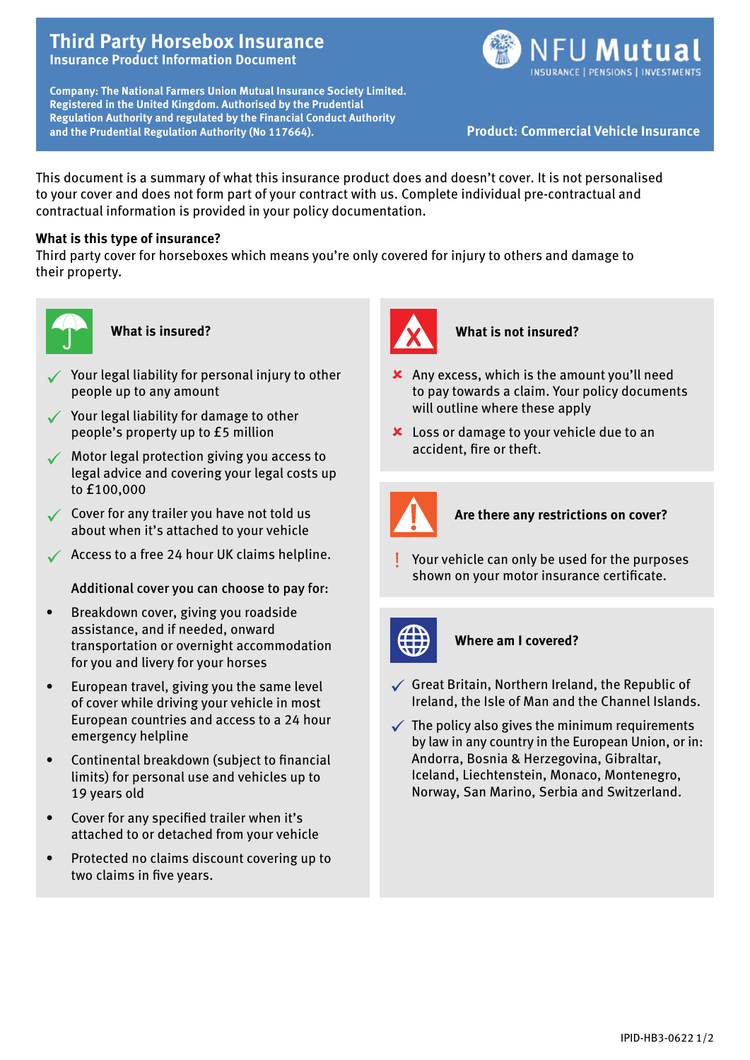# Third Party Horsebox Insurance

**Insurance Product Information Document**

NFU Mutual — INSURANCE | PENSIONS | INVESTMENTS

**Company: The National Farmers Union Mutual Insurance Society Limited. Registered in the United Kingdom. Authorised by the Prudential Regulation Authority and regulated by the Financial Conduct Authority and the Prudential Regulation Authority (No 117664).**

**Product: Commercial Vehicle Insurance**

This document is a summary of what this insurance product does and doesn't cover. It is not personalised to your cover and does not form part of your contract with us. Complete individual pre-contractual and contractual information is provided in your policy documentation.

**What is this type of insurance?**

Third party cover for horseboxes which means you're only covered for injury to others and damage to their property.

## What is insured?

- ✓ Your legal liability for personal injury to other people up to any amount
- ✓ Your legal liability for damage to other people's property up to £5 million
- ✓ Motor legal protection giving you access to legal advice and covering your legal costs up to £100,000
- ✓ Cover for any trailer you have not told us about when it's attached to your vehicle
- ✓ Access to a free 24 hour UK claims helpline.

**Additional cover you can choose to pay for:**

- Breakdown cover, giving you roadside assistance, and if needed, onward transportation or overnight accommodation for you and livery for your horses
- European travel, giving you the same level of cover while driving your vehicle in most European countries and access to a 24 hour emergency helpline
- Continental breakdown (subject to financial limits) for personal use and vehicles up to 19 years old
- Cover for any specified trailer when it's attached to or detached from your vehicle
- Protected no claims discount covering up to two claims in five years.

## What is not insured?

- ✘ Any excess, which is the amount you'll need to pay towards a claim. Your policy documents will outline where these apply
- ✘ Loss or damage to your vehicle due to an accident, fire or theft.

## Are there any restrictions on cover?

- ! Your vehicle can only be used for the purposes shown on your motor insurance certificate.

## Where am I covered?

- ✓ Great Britain, Northern Ireland, the Republic of Ireland, the Isle of Man and the Channel Islands.
- ✓ The policy also gives the minimum requirements by law in any country in the European Union, or in: Andorra, Bosnia & Herzegovina, Gibraltar, Iceland, Liechtenstein, Monaco, Montenegro, Norway, San Marino, Serbia and Switzerland.

IPID-HB3-0622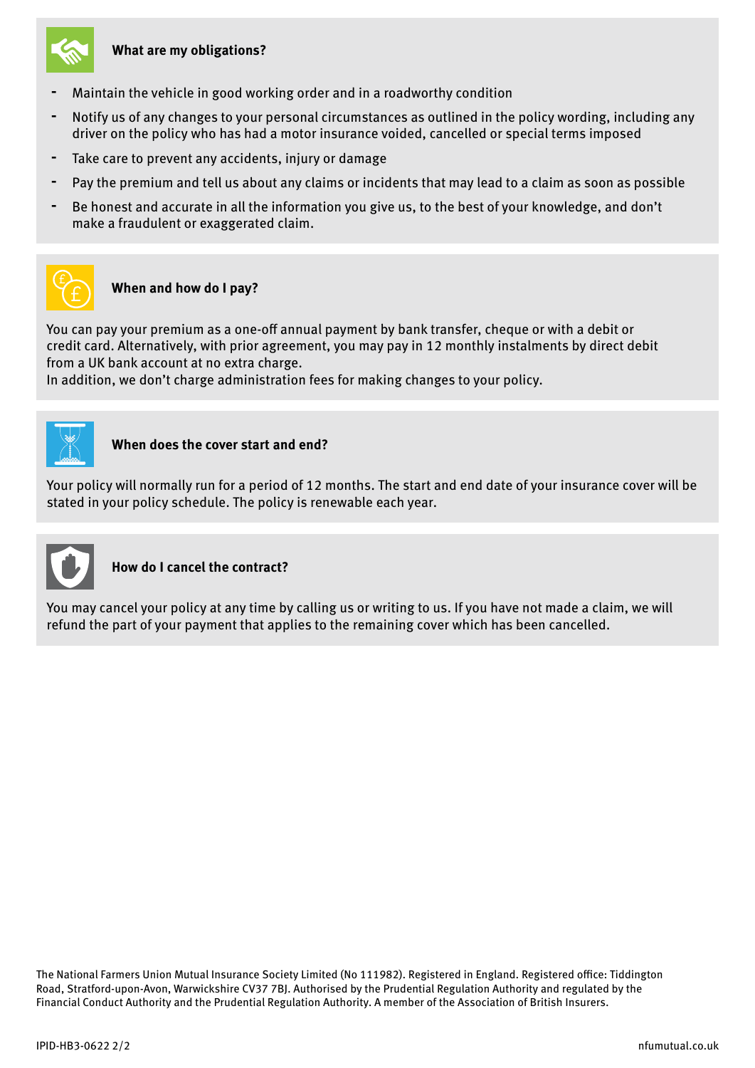## What are my obligations?

- Maintain the vehicle in good working order and in a roadworthy condition
- Notify us of any changes to your personal circumstances as outlined in the policy wording, including any driver on the policy who has had a motor insurance voided, cancelled or special terms imposed
- Take care to prevent any accidents, injury or damage
- Pay the premium and tell us about any claims or incidents that may lead to a claim as soon as possible
- Be honest and accurate in all the information you give us, to the best of your knowledge, and don't make a fraudulent or exaggerated claim.

## When and how do I pay?

You can pay your premium as a one-off annual payment by bank transfer, cheque or with a debit or credit card. Alternatively, with prior agreement, you may pay in 12 monthly instalments by direct debit from a UK bank account at no extra charge.
In addition, we don't charge administration fees for making changes to your policy.

## When does the cover start and end?

Your policy will normally run for a period of 12 months. The start and end date of your insurance cover will be stated in your policy schedule. The policy is renewable each year.

## How do I cancel the contract?

You may cancel your policy at any time by calling us or writing to us. If you have not made a claim, we will refund the part of your payment that applies to the remaining cover which has been cancelled.

The National Farmers Union Mutual Insurance Society Limited (No 111982). Registered in England. Registered office: Tiddington Road, Stratford-upon-Avon, Warwickshire CV37 7BJ. Authorised by the Prudential Regulation Authority and regulated by the Financial Conduct Authority and the Prudential Regulation Authority. A member of the Association of British Insurers.

IPID-HB3-0622

nfumutual.co.uk